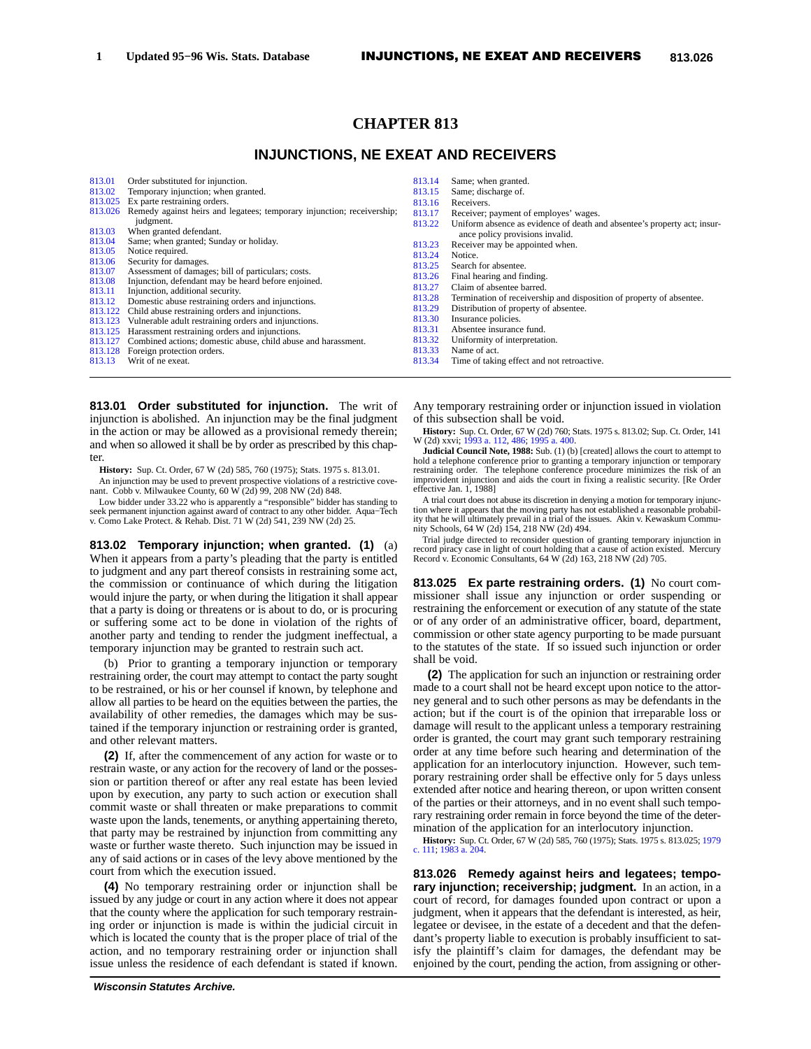# CHAPTER 813

## INJUNCTIONS, NE EXEAT AND RECEIVERS

| | | | |
|---|---|---|---|
| 813.01 | Order substituted for injunction. | 813.14 | Same; when granted. |
| 813.02 | Temporary injunction; when granted. | 813.15 | Same; discharge of. |
| 813.025 | Ex parte restraining orders. | 813.16 | Receivers. |
| 813.026 | Remedy against heirs and legatees; temporary injunction; receivership; judgment. | 813.17 | Receiver; payment of employes' wages. |
| 813.03 | When granted defendant. | 813.22 | Uniform absence as evidence of death and absentee's property act; insurance policy provisions invalid. |
| 813.04 | Same; when granted; Sunday or holiday. | 813.23 | Receiver may be appointed when. |
| 813.05 | Notice required. | 813.24 | Notice. |
| 813.06 | Security for damages. | 813.25 | Search for absentee. |
| 813.07 | Assessment of damages; bill of particulars; costs. | 813.26 | Final hearing and finding. |
| 813.08 | Injunction, defendant may be heard before enjoined. | 813.27 | Claim of absentee barred. |
| 813.11 | Injunction, additional security. | 813.28 | Termination of receivership and disposition of property of absentee. |
| 813.12 | Domestic abuse restraining orders and injunctions. | 813.29 | Distribution of property of absentee. |
| 813.122 | Child abuse restraining orders and injunctions. | 813.30 | Insurance policies. |
| 813.123 | Vulnerable adult restraining orders and injunctions. | 813.31 | Absentee insurance fund. |
| 813.125 | Harassment restraining orders and injunctions. | 813.32 | Uniformity of interpretation. |
| 813.127 | Combined actions; domestic abuse, child abuse and harassment. | 813.33 | Name of act. |
| 813.128 | Foreign protection orders. | 813.34 | Time of taking effect and not retroactive. |
| 813.13 | Writ of ne exeat. | | |

**813.01 Order substituted for injunction.** The writ of injunction is abolished. An injunction may be the final judgment in the action or may be allowed as a provisional remedy therein; and when so allowed it shall be by order as prescribed by this chapter.

**History:** Sup. Ct. Order, 67 W (2d) 585, 760 (1975); Stats. 1975 s. 813.01.

An injunction may be used to prevent prospective violations of a restrictive covenant. Cobb v. Milwaukee County, 60 W (2d) 99, 208 NW (2d) 848.

Low bidder under 33.22 who is apparently a "responsible" bidder has standing to seek permanent injunction against award of contract to any other bidder. Aqua-Tech v. Como Lake Protect. & Rehab. Dist. 71 W (2d) 541, 239 NW (2d) 25.

**813.02 Temporary injunction; when granted. (1)** (a) When it appears from a party's pleading that the party is entitled to judgment and any part thereof consists in restraining some act, the commission or continuance of which during the litigation would injure the party, or when during the litigation it shall appear that a party is doing or threatens or is about to do, or is procuring or suffering some act to be done in violation of the rights of another party and tending to render the judgment ineffectual, a temporary injunction may be granted to restrain such act.

(b) Prior to granting a temporary injunction or temporary restraining order, the court may attempt to contact the party sought to be restrained, or his or her counsel if known, by telephone and allow all parties to be heard on the equities between the parties, the availability of other remedies, the damages which may be sustained if the temporary injunction or restraining order is granted, and other relevant matters.

**(2)** If, after the commencement of any action for waste or to restrain waste, or any action for the recovery of land or the possession or partition thereof or after any real estate has been levied upon by execution, any party to such action or execution shall commit waste or shall threaten or make preparations to commit waste upon the lands, tenements, or anything appertaining thereto, that party may be restrained by injunction from committing any waste or further waste thereto. Such injunction may be issued in any of said actions or in cases of the levy above mentioned by the court from which the execution issued.

**(4)** No temporary restraining order or injunction shall be issued by any judge or court in any action where it does not appear that the county where the application for such temporary restraining order or injunction is made is within the judicial circuit in which is located the county that is the proper place of trial of the action, and no temporary restraining order or injunction shall issue unless the residence of each defendant is stated if known. Any temporary restraining order or injunction issued in violation of this subsection shall be void.

**History:** Sup. Ct. Order, 67 W (2d) 760; Stats. 1975 s. 813.02; Sup. Ct. Order, 141 W (2d) xxvi; 1993 a. 112, 486; 1995 a. 400.

**Judicial Council Note, 1988:** Sub. (1) (b) [created] allows the court to attempt to hold a telephone conference prior to granting a temporary injunction or temporary restraining order. The telephone conference procedure minimizes the risk of an improvident injunction and aids the court in fixing a realistic security. [Re Order effective Jan. 1, 1988]

A trial court does not abuse its discretion in denying a motion for temporary injunction where it appears that the moving party has not established a reasonable probability that he will ultimately prevail in a trial of the issues. Akin v. Kewaskum Community Schools, 64 W (2d) 154, 218 NW (2d) 494.

Trial judge directed to reconsider question of granting temporary injunction in record piracy case in light of court holding that a cause of action existed. Mercury Record v. Economic Consultants, 64 W (2d) 163, 218 NW (2d) 705.

**813.025 Ex parte restraining orders. (1)** No court commissioner shall issue any injunction or order suspending or restraining the enforcement or execution of any statute of the state or of any order of an administrative officer, board, department, commission or other state agency purporting to be made pursuant to the statutes of the state. If so issued such injunction or order shall be void.

**(2)** The application for such an injunction or restraining order made to a court shall not be heard except upon notice to the attorney general and to such other persons as may be defendants in the action; but if the court is of the opinion that irreparable loss or damage will result to the applicant unless a temporary restraining order is granted, the court may grant such temporary restraining order at any time before such hearing and determination of the application for an interlocutory injunction. However, such temporary restraining order shall be effective only for 5 days unless extended after notice and hearing thereon, or upon written consent of the parties or their attorneys, and in no event shall such temporary restraining order remain in force beyond the time of the determination of the application for an interlocutory injunction.

**History:** Sup. Ct. Order, 67 W (2d) 585, 760 (1975); Stats. 1975 s. 813.025; 1979 c. 111; 1983 a. 204.

**813.026 Remedy against heirs and legatees; temporary injunction; receivership; judgment.** In an action, in a court of record, for damages founded upon contract or upon a judgment, when it appears that the defendant is interested, as heir, legatee or devisee, in the estate of a decedent and that the defendant's property liable to execution is probably insufficient to satisfy the plaintiff's claim for damages, the defendant may be enjoined by the court, pending the action, from assigning or other-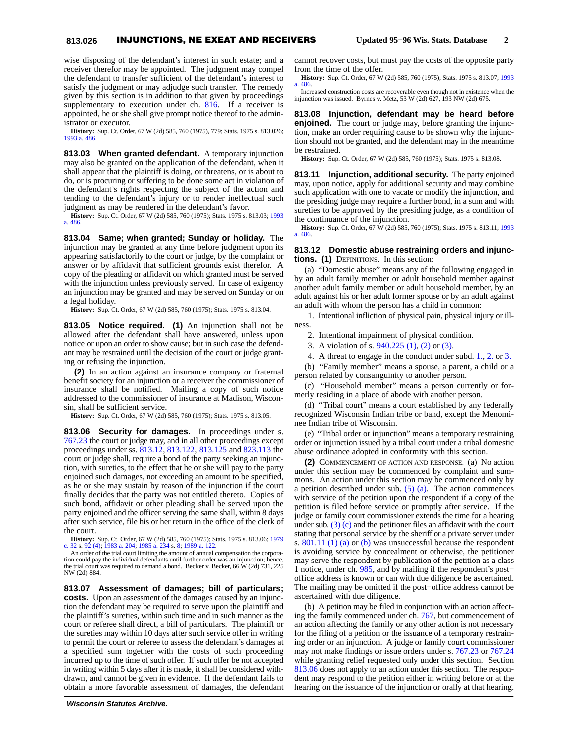wise disposing of the defendant's interest in such estate; and a receiver therefor may be appointed. The judgment may compel the defendant to transfer sufficient of the defendant's interest to satisfy the judgment or may adjudge such transfer. The remedy given by this section is in addition to that given by proceedings supplementary to execution under ch. 816. If a receiver is appointed, he or she shall give prompt notice thereof to the administrator or executor.

**History:** Sup. Ct. Order, 67 W (2d) 585, 760 (1975), 779; Stats. 1975 s. 813.026; 1993 a. 486.

**813.03 When granted defendant.** A temporary injunction may also be granted on the application of the defendant, when it shall appear that the plaintiff is doing, or threatens, or is about to do, or is procuring or suffering to be done some act in violation of the defendant's rights respecting the subject of the action and tending to the defendant's injury or to render ineffectual such judgment as may be rendered in the defendant's favor.

**History:** Sup. Ct. Order, 67 W (2d) 585, 760 (1975); Stats. 1975 s. 813.03; 1993 a. 486.

**813.04 Same; when granted; Sunday or holiday.** The injunction may be granted at any time before judgment upon its appearing satisfactorily to the court or judge, by the complaint or answer or by affidavit that sufficient grounds exist therefor. A copy of the pleading or affidavit on which granted must be served with the injunction unless previously served. In case of exigency an injunction may be granted and may be served on Sunday or on a legal holiday.

**History:** Sup. Ct. Order, 67 W (2d) 585, 760 (1975); Stats. 1975 s. 813.04.

**813.05 Notice required. (1)** An injunction shall not be allowed after the defendant shall have answered, unless upon notice or upon an order to show cause; but in such case the defendant may be restrained until the decision of the court or judge granting or refusing the injunction.

**(2)** In an action against an insurance company or fraternal benefit society for an injunction or a receiver the commissioner of insurance shall be notified. Mailing a copy of such notice addressed to the commissioner of insurance at Madison, Wisconsin, shall be sufficient service.

**History:** Sup. Ct. Order, 67 W (2d) 585, 760 (1975); Stats. 1975 s. 813.05.

**813.06 Security for damages.** In proceedings under s. 767.23 the court or judge may, and in all other proceedings except proceedings under ss. 813.12, 813.122, 813.125 and 823.113 the court or judge shall, require a bond of the party seeking an injunction, with sureties, to the effect that he or she will pay to the party enjoined such damages, not exceeding an amount to be specified, as he or she may sustain by reason of the injunction if the court finally decides that the party was not entitled thereto. Copies of such bond, affidavit or other pleading shall be served upon the party enjoined and the officer serving the same shall, within 8 days after such service, file his or her return in the office of the clerk of the court.

**History:** Sup. Ct. Order, 67 W (2d) 585, 760 (1975); Stats. 1975 s. 813.06; 1979 c. 32 s. 92 (4); 1983 a. 204; 1985 a. 234 s. 8; 1989 a. 122.

An order of the trial court limiting the amount of annual compensation the corporation could pay the individual defendants until further order was an injunction; hence, the trial court was required to demand a bond. Becker v. Becker, 66 W (2d) 731, 225 NW (2d) 884.

**813.07 Assessment of damages; bill of particulars; costs.** Upon an assessment of the damages caused by an injunction the defendant may be required to serve upon the plaintiff and the plaintiff's sureties, within such time and in such manner as the court or referee shall direct, a bill of particulars. The plaintiff or the sureties may within 10 days after such service offer in writing to permit the court or referee to assess the defendant's damages at a specified sum together with the costs of such proceeding incurred up to the time of such offer. If such offer be not accepted in writing within 5 days after it is made, it shall be considered withdrawn, and cannot be given in evidence. If the defendant fails to obtain a more favorable assessment of damages, the defendant cannot recover costs, but must pay the costs of the opposite party from the time of the offer.

**History:** Sup. Ct. Order, 67 W (2d) 585, 760 (1975); Stats. 1975 s. 813.07; 1993 a. 486.

Increased construction costs are recoverable even though not in existence when the injunction was issued. Byrnes v. Metz, 53 W (2d) 627, 193 NW (2d) 675.

**813.08 Injunction, defendant may be heard before enjoined.** The court or judge may, before granting the injunction, make an order requiring cause to be shown why the injunction should not be granted, and the defendant may in the meantime be restrained.

**History:** Sup. Ct. Order, 67 W (2d) 585, 760 (1975); Stats. 1975 s. 813.08.

**813.11 Injunction, additional security.** The party enjoined may, upon notice, apply for additional security and may combine such application with one to vacate or modify the injunction, and the presiding judge may require a further bond, in a sum and with sureties to be approved by the presiding judge, as a condition of the continuance of the injunction.

**History:** Sup. Ct. Order, 67 W (2d) 585, 760 (1975); Stats. 1975 s. 813.11; 1993 a. 486.

**813.12 Domestic abuse restraining orders and injunctions. (1)** DEFINITIONS. In this section:

(a) "Domestic abuse" means any of the following engaged in by an adult family member or adult household member against another adult family member or adult household member, by an adult against his or her adult former spouse or by an adult against an adult with whom the person has a child in common:

1. Intentional infliction of physical pain, physical injury or illness.

2. Intentional impairment of physical condition.

3. A violation of s. 940.225 (1), (2) or (3).

4. A threat to engage in the conduct under subd. 1., 2. or 3.

(b) "Family member" means a spouse, a parent, a child or a person related by consanguinity to another person.

(c) "Household member" means a person currently or formerly residing in a place of abode with another person.

(d) "Tribal court" means a court established by any federally recognized Wisconsin Indian tribe or band, except the Menominee Indian tribe of Wisconsin.

(e) "Tribal order or injunction" means a temporary restraining order or injunction issued by a tribal court under a tribal domestic abuse ordinance adopted in conformity with this section.

**(2)** COMMENCEMENT OF ACTION AND RESPONSE. (a) No action under this section may be commenced by complaint and summons. An action under this section may be commenced only by a petition described under sub. (5) (a). The action commences with service of the petition upon the respondent if a copy of the petition is filed before service or promptly after service. If the judge or family court commissioner extends the time for a hearing under sub. (3) (c) and the petitioner files an affidavit with the court stating that personal service by the sheriff or a private server under s. 801.11 (1) (a) or (b) was unsuccessful because the respondent is avoiding service by concealment or otherwise, the petitioner may serve the respondent by publication of the petition as a class 1 notice, under ch. 985, and by mailing if the respondent's post-office address is known or can with due diligence be ascertained. The mailing may be omitted if the post-office address cannot be ascertained with due diligence.

(b) A petition may be filed in conjunction with an action affecting the family commenced under ch. 767, but commencement of an action affecting the family or any other action is not necessary for the filing of a petition or the issuance of a temporary restraining order or an injunction. A judge or family court commissioner may not make findings or issue orders under s. 767.23 or 767.24 while granting relief requested only under this section. Section 813.06 does not apply to an action under this section. The respondent may respond to the petition either in writing before or at the hearing on the issuance of the injunction or orally at that hearing.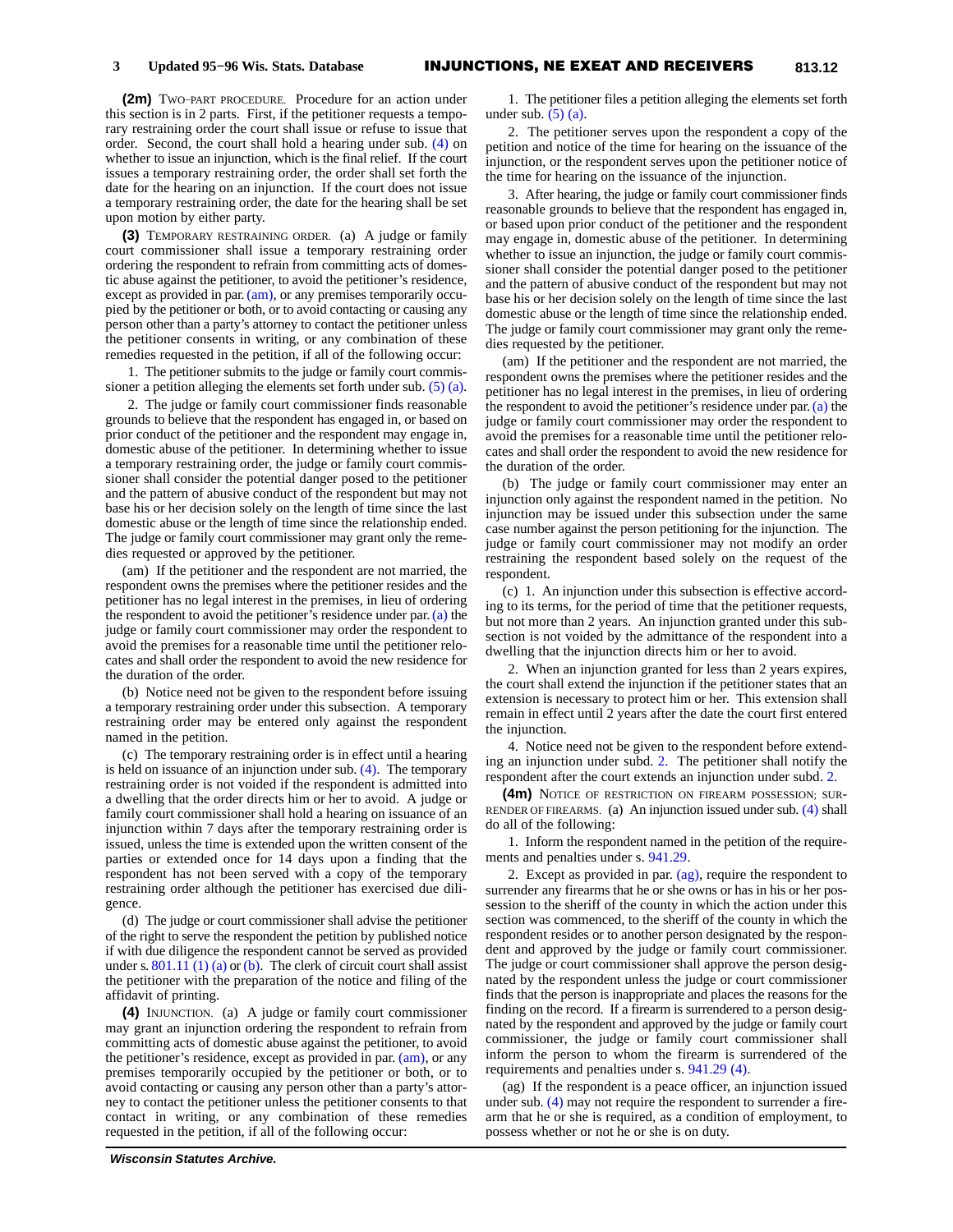**(2m)** TWO-PART PROCEDURE. Procedure for an action under this section is in 2 parts. First, if the petitioner requests a temporary restraining order the court shall issue or refuse to issue that order. Second, the court shall hold a hearing under sub. (4) on whether to issue an injunction, which is the final relief. If the court issues a temporary restraining order, the order shall set forth the date for the hearing on an injunction. If the court does not issue a temporary restraining order, the date for the hearing shall be set upon motion by either party.

**(3)** TEMPORARY RESTRAINING ORDER. (a) A judge or family court commissioner shall issue a temporary restraining order ordering the respondent to refrain from committing acts of domestic abuse against the petitioner, to avoid the petitioner's residence, except as provided in par. (am), or any premises temporarily occupied by the petitioner or both, or to avoid contacting or causing any person other than a party's attorney to contact the petitioner unless the petitioner consents in writing, or any combination of these remedies requested in the petition, if all of the following occur:

1. The petitioner submits to the judge or family court commissioner a petition alleging the elements set forth under sub. (5) (a).

2. The judge or family court commissioner finds reasonable grounds to believe that the respondent has engaged in, or based on prior conduct of the petitioner and the respondent may engage in, domestic abuse of the petitioner. In determining whether to issue a temporary restraining order, the judge or family court commissioner shall consider the potential danger posed to the petitioner and the pattern of abusive conduct of the respondent but may not base his or her decision solely on the length of time since the last domestic abuse or the length of time since the relationship ended. The judge or family court commissioner may grant only the remedies requested or approved by the petitioner.

(am) If the petitioner and the respondent are not married, the respondent owns the premises where the petitioner resides and the petitioner has no legal interest in the premises, in lieu of ordering the respondent to avoid the petitioner's residence under par. (a) the judge or family court commissioner may order the respondent to avoid the premises for a reasonable time until the petitioner relocates and shall order the respondent to avoid the new residence for the duration of the order.

(b) Notice need not be given to the respondent before issuing a temporary restraining order under this subsection. A temporary restraining order may be entered only against the respondent named in the petition.

(c) The temporary restraining order is in effect until a hearing is held on issuance of an injunction under sub. (4). The temporary restraining order is not voided if the respondent is admitted into a dwelling that the order directs him or her to avoid. A judge or family court commissioner shall hold a hearing on issuance of an injunction within 7 days after the temporary restraining order is issued, unless the time is extended upon the written consent of the parties or extended once for 14 days upon a finding that the respondent has not been served with a copy of the temporary restraining order although the petitioner has exercised due diligence.

(d) The judge or court commissioner shall advise the petitioner of the right to serve the respondent the petition by published notice if with due diligence the respondent cannot be served as provided under s. 801.11 (1) (a) or (b). The clerk of circuit court shall assist the petitioner with the preparation of the notice and filing of the affidavit of printing.

**(4)** INJUNCTION. (a) A judge or family court commissioner may grant an injunction ordering the respondent to refrain from committing acts of domestic abuse against the petitioner, to avoid the petitioner's residence, except as provided in par. (am), or any premises temporarily occupied by the petitioner or both, or to avoid contacting or causing any person other than a party's attorney to contact the petitioner unless the petitioner consents to that contact in writing, or any combination of these remedies requested in the petition, if all of the following occur:

1. The petitioner files a petition alleging the elements set forth under sub. (5) (a).

2. The petitioner serves upon the respondent a copy of the petition and notice of the time for hearing on the issuance of the injunction, or the respondent serves upon the petitioner notice of the time for hearing on the issuance of the injunction.

3. After hearing, the judge or family court commissioner finds reasonable grounds to believe that the respondent has engaged in, or based upon prior conduct of the petitioner and the respondent may engage in, domestic abuse of the petitioner. In determining whether to issue an injunction, the judge or family court commissioner shall consider the potential danger posed to the petitioner and the pattern of abusive conduct of the respondent but may not base his or her decision solely on the length of time since the last domestic abuse or the length of time since the relationship ended. The judge or family court commissioner may grant only the remedies requested by the petitioner.

(am) If the petitioner and the respondent are not married, the respondent owns the premises where the petitioner resides and the petitioner has no legal interest in the premises, in lieu of ordering the respondent to avoid the petitioner's residence under par. (a) the judge or family court commissioner may order the respondent to avoid the premises for a reasonable time until the petitioner relocates and shall order the respondent to avoid the new residence for the duration of the order.

(b) The judge or family court commissioner may enter an injunction only against the respondent named in the petition. No injunction may be issued under this subsection under the same case number against the person petitioning for the injunction. The judge or family court commissioner may not modify an order restraining the respondent based solely on the request of the respondent.

(c) 1. An injunction under this subsection is effective according to its terms, for the period of time that the petitioner requests, but not more than 2 years. An injunction granted under this subsection is not voided by the admittance of the respondent into a dwelling that the injunction directs him or her to avoid.

2. When an injunction granted for less than 2 years expires, the court shall extend the injunction if the petitioner states that an extension is necessary to protect him or her. This extension shall remain in effect until 2 years after the date the court first entered the injunction.

4. Notice need not be given to the respondent before extending an injunction under subd. 2. The petitioner shall notify the respondent after the court extends an injunction under subd. 2.

**(4m)** NOTICE OF RESTRICTION ON FIREARM POSSESSION; SURRENDER OF FIREARMS. (a) An injunction issued under sub. (4) shall do all of the following:

1. Inform the respondent named in the petition of the requirements and penalties under s. 941.29.

2. Except as provided in par. (ag), require the respondent to surrender any firearms that he or she owns or has in his or her possession to the sheriff of the county in which the action under this section was commenced, to the sheriff of the county in which the respondent resides or to another person designated by the respondent and approved by the judge or family court commissioner. The judge or court commissioner shall approve the person designated by the respondent unless the judge or court commissioner finds that the person is inappropriate and places the reasons for the finding on the record. If a firearm is surrendered to a person designated by the respondent and approved by the judge or family court commissioner, the judge or family court commissioner shall inform the person to whom the firearm is surrendered of the requirements and penalties under s. 941.29 (4).

(ag) If the respondent is a peace officer, an injunction issued under sub. (4) may not require the respondent to surrender a firearm that he or she is required, as a condition of employment, to possess whether or not he or she is on duty.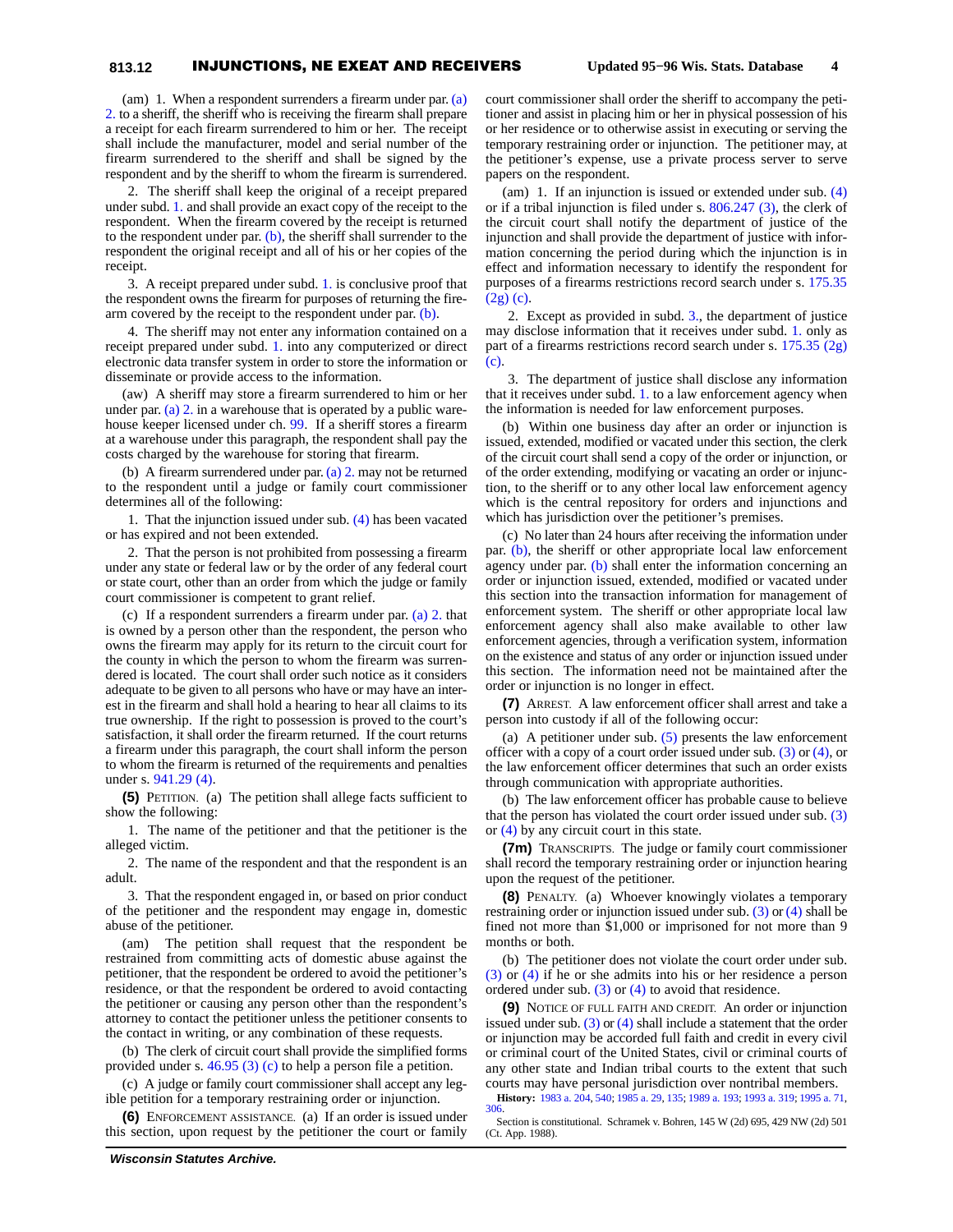(am) 1. When a respondent surrenders a firearm under par. (a) 2. to a sheriff, the sheriff who is receiving the firearm shall prepare a receipt for each firearm surrendered to him or her. The receipt shall include the manufacturer, model and serial number of the firearm surrendered to the sheriff and shall be signed by the respondent and by the sheriff to whom the firearm is surrendered.

2. The sheriff shall keep the original of a receipt prepared under subd. 1. and shall provide an exact copy of the receipt to the respondent. When the firearm covered by the receipt is returned to the respondent under par. (b), the sheriff shall surrender to the respondent the original receipt and all of his or her copies of the receipt.

3. A receipt prepared under subd. 1. is conclusive proof that the respondent owns the firearm for purposes of returning the firearm covered by the receipt to the respondent under par. (b).

4. The sheriff may not enter any information contained on a receipt prepared under subd. 1. into any computerized or direct electronic data transfer system in order to store the information or disseminate or provide access to the information.

(aw) A sheriff may store a firearm surrendered to him or her under par. (a) 2. in a warehouse that is operated by a public warehouse keeper licensed under ch. 99. If a sheriff stores a firearm at a warehouse under this paragraph, the respondent shall pay the costs charged by the warehouse for storing that firearm.

(b) A firearm surrendered under par. (a) 2. may not be returned to the respondent until a judge or family court commissioner determines all of the following:

1. That the injunction issued under sub. (4) has been vacated or has expired and not been extended.

2. That the person is not prohibited from possessing a firearm under any state or federal law or by the order of any federal court or state court, other than an order from which the judge or family court commissioner is competent to grant relief.

(c) If a respondent surrenders a firearm under par. (a) 2. that is owned by a person other than the respondent, the person who owns the firearm may apply for its return to the circuit court for the county in which the person to whom the firearm was surrendered is located. The court shall order such notice as it considers adequate to be given to all persons who have or may have an interest in the firearm and shall hold a hearing to hear all claims to its true ownership. If the right to possession is proved to the court's satisfaction, it shall order the firearm returned. If the court returns a firearm under this paragraph, the court shall inform the person to whom the firearm is returned of the requirements and penalties under s. 941.29 (4).

**(5)** PETITION. (a) The petition shall allege facts sufficient to show the following:

1. The name of the petitioner and that the petitioner is the alleged victim.

2. The name of the respondent and that the respondent is an adult.

3. That the respondent engaged in, or based on prior conduct of the petitioner and the respondent may engage in, domestic abuse of the petitioner.

(am) The petition shall request that the respondent be restrained from committing acts of domestic abuse against the petitioner, that the respondent be ordered to avoid the petitioner's residence, or that the respondent be ordered to avoid contacting the petitioner or causing any person other than the respondent's attorney to contact the petitioner unless the petitioner consents to the contact in writing, or any combination of these requests.

(b) The clerk of circuit court shall provide the simplified forms provided under s. 46.95 (3) (c) to help a person file a petition.

(c) A judge or family court commissioner shall accept any legible petition for a temporary restraining order or injunction.

**(6)** ENFORCEMENT ASSISTANCE. (a) If an order is issued under this section, upon request by the petitioner the court or family court commissioner shall order the sheriff to accompany the petitioner and assist in placing him or her in physical possession of his or her residence or to otherwise assist in executing or serving the temporary restraining order or injunction. The petitioner may, at the petitioner's expense, use a private process server to serve papers on the respondent.

(am) 1. If an injunction is issued or extended under sub. (4) or if a tribal injunction is filed under s. 806.247 (3), the clerk of the circuit court shall notify the department of justice of the injunction and shall provide the department of justice with information concerning the period during which the injunction is in effect and information necessary to identify the respondent for purposes of a firearms restrictions record search under s. 175.35 (2g) (c).

2. Except as provided in subd. 3., the department of justice may disclose information that it receives under subd. 1. only as part of a firearms restrictions record search under s. 175.35 (2g) (c).

3. The department of justice shall disclose any information that it receives under subd. 1. to a law enforcement agency when the information is needed for law enforcement purposes.

(b) Within one business day after an order or injunction is issued, extended, modified or vacated under this section, the clerk of the circuit court shall send a copy of the order or injunction, or of the order extending, modifying or vacating an order or injunction, to the sheriff or to any other local law enforcement agency which is the central repository for orders and injunctions and which has jurisdiction over the petitioner's premises.

(c) No later than 24 hours after receiving the information under par. (b), the sheriff or other appropriate local law enforcement agency under par. (b) shall enter the information concerning an order or injunction issued, extended, modified or vacated under this section into the transaction information for management of enforcement system. The sheriff or other appropriate local law enforcement agency shall also make available to other law enforcement agencies, through a verification system, information on the existence and status of any order or injunction issued under this section. The information need not be maintained after the order or injunction is no longer in effect.

**(7)** ARREST. A law enforcement officer shall arrest and take a person into custody if all of the following occur:

(a) A petitioner under sub. (5) presents the law enforcement officer with a copy of a court order issued under sub. (3) or (4), or the law enforcement officer determines that such an order exists through communication with appropriate authorities.

(b) The law enforcement officer has probable cause to believe that the person has violated the court order issued under sub. (3) or (4) by any circuit court in this state.

**(7m)** TRANSCRIPTS. The judge or family court commissioner shall record the temporary restraining order or injunction hearing upon the request of the petitioner.

**(8)** PENALTY. (a) Whoever knowingly violates a temporary restraining order or injunction issued under sub. (3) or (4) shall be fined not more than $1,000 or imprisoned for not more than 9 months or both.

(b) The petitioner does not violate the court order under sub. (3) or (4) if he or she admits into his or her residence a person ordered under sub. (3) or (4) to avoid that residence.

**(9)** NOTICE OF FULL FAITH AND CREDIT. An order or injunction issued under sub. (3) or (4) shall include a statement that the order or injunction may be accorded full faith and credit in every civil or criminal court of the United States, civil or criminal courts of any other state and Indian tribal courts to the extent that such courts may have personal jurisdiction over nontribal members.

**History:** 1983 a. 204, 540; 1985 a. 29, 135; 1989 a. 193; 1993 a. 319; 1995 a. 71, 306.

Section is constitutional. Schramek v. Bohren, 145 W (2d) 695, 429 NW (2d) 501 (Ct. App. 1988).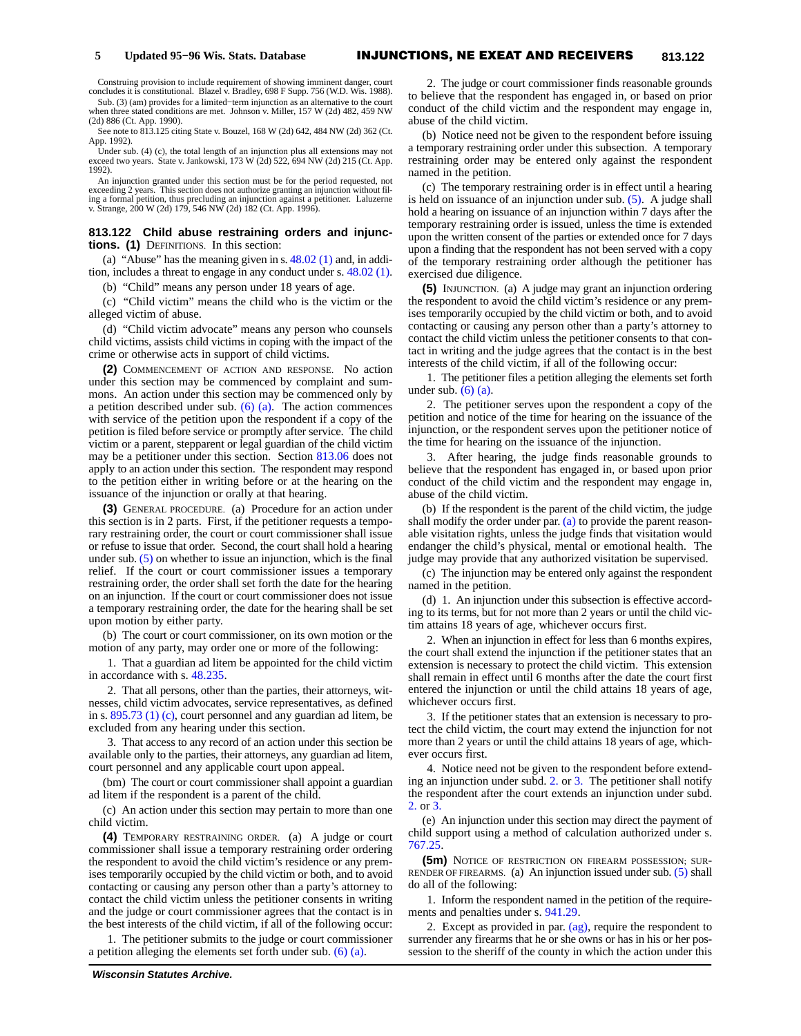Construing provision to include requirement of showing imminent danger, court concludes it is constitutional. Blazel v. Bradley, 698 F Supp. 756 (W.D. Wis. 1988).

Sub. (3) (am) provides for a limited−term injunction as an alternative to the court when three stated conditions are met. Johnson v. Miller, 157 W (2d) 482, 459 NW (2d) 886 (Ct. App. 1990).

See note to 813.125 citing State v. Bouzel, 168 W (2d) 642, 484 NW (2d) 362 (Ct. App. 1992).

Under sub. (4) (c), the total length of an injunction plus all extensions may not exceed two years. State v. Jankowski, 173 W (2d) 522, 694 NW (2d) 215 (Ct. App. 1992).

An injunction granted under this section must be for the period requested, not exceeding 2 years. This section does not authorize granting an injunction without filing a formal petition, thus precluding an injunction against a petitioner. Laluzerne v. Strange, 200 W (2d) 179, 546 NW (2d) 182 (Ct. App. 1996).

**813.122 Child abuse restraining orders and injunctions.** **(1)** DEFINITIONS. In this section:

(a) "Abuse" has the meaning given in s. 48.02 (1) and, in addition, includes a threat to engage in any conduct under s. 48.02 (1).

(b) "Child" means any person under 18 years of age.

(c) "Child victim" means the child who is the victim or the alleged victim of abuse.

(d) "Child victim advocate" means any person who counsels child victims, assists child victims in coping with the impact of the crime or otherwise acts in support of child victims.

**(2)** COMMENCEMENT OF ACTION AND RESPONSE. No action under this section may be commenced by complaint and summons. An action under this section may be commenced only by a petition described under sub. (6) (a). The action commences with service of the petition upon the respondent if a copy of the petition is filed before service or promptly after service. The child victim or a parent, stepparent or legal guardian of the child victim may be a petitioner under this section. Section 813.06 does not apply to an action under this section. The respondent may respond to the petition either in writing before or at the hearing on the issuance of the injunction or orally at that hearing.

**(3)** GENERAL PROCEDURE. (a) Procedure for an action under this section is in 2 parts. First, if the petitioner requests a temporary restraining order, the court or court commissioner shall issue or refuse to issue that order. Second, the court shall hold a hearing under sub. (5) on whether to issue an injunction, which is the final relief. If the court or court commissioner issues a temporary restraining order, the order shall set forth the date for the hearing on an injunction. If the court or court commissioner does not issue a temporary restraining order, the date for the hearing shall be set upon motion by either party.

(b) The court or court commissioner, on its own motion or the motion of any party, may order one or more of the following:

1. That a guardian ad litem be appointed for the child victim in accordance with s. 48.235.

2. That all persons, other than the parties, their attorneys, witnesses, child victim advocates, service representatives, as defined in s. 895.73 (1) (c), court personnel and any guardian ad litem, be excluded from any hearing under this section.

3. That access to any record of an action under this section be available only to the parties, their attorneys, any guardian ad litem, court personnel and any applicable court upon appeal.

(bm) The court or court commissioner shall appoint a guardian ad litem if the respondent is a parent of the child.

(c) An action under this section may pertain to more than one child victim.

**(4)** TEMPORARY RESTRAINING ORDER. (a) A judge or court commissioner shall issue a temporary restraining order ordering the respondent to avoid the child victim's residence or any premises temporarily occupied by the child victim or both, and to avoid contacting or causing any person other than a party's attorney to contact the child victim unless the petitioner consents in writing and the judge or court commissioner agrees that the contact is in the best interests of the child victim, if all of the following occur:

1. The petitioner submits to the judge or court commissioner a petition alleging the elements set forth under sub. (6) (a).

2. The judge or court commissioner finds reasonable grounds to believe that the respondent has engaged in, or based on prior conduct of the child victim and the respondent may engage in, abuse of the child victim.

(b) Notice need not be given to the respondent before issuing a temporary restraining order under this subsection. A temporary restraining order may be entered only against the respondent named in the petition.

(c) The temporary restraining order is in effect until a hearing is held on issuance of an injunction under sub. (5). A judge shall hold a hearing on issuance of an injunction within 7 days after the temporary restraining order is issued, unless the time is extended upon the written consent of the parties or extended once for 7 days upon a finding that the respondent has not been served with a copy of the temporary restraining order although the petitioner has exercised due diligence.

**(5)** INJUNCTION. (a) A judge may grant an injunction ordering the respondent to avoid the child victim's residence or any premises temporarily occupied by the child victim or both, and to avoid contacting or causing any person other than a party's attorney to contact the child victim unless the petitioner consents to that contact in writing and the judge agrees that the contact is in the best interests of the child victim, if all of the following occur:

1. The petitioner files a petition alleging the elements set forth under sub. (6) (a).

2. The petitioner serves upon the respondent a copy of the petition and notice of the time for hearing on the issuance of the injunction, or the respondent serves upon the petitioner notice of the time for hearing on the issuance of the injunction.

3. After hearing, the judge finds reasonable grounds to believe that the respondent has engaged in, or based upon prior conduct of the child victim and the respondent may engage in, abuse of the child victim.

(b) If the respondent is the parent of the child victim, the judge shall modify the order under par. (a) to provide the parent reasonable visitation rights, unless the judge finds that visitation would endanger the child's physical, mental or emotional health. The judge may provide that any authorized visitation be supervised.

(c) The injunction may be entered only against the respondent named in the petition.

(d) 1. An injunction under this subsection is effective according to its terms, but for not more than 2 years or until the child victim attains 18 years of age, whichever occurs first.

2. When an injunction in effect for less than 6 months expires, the court shall extend the injunction if the petitioner states that an extension is necessary to protect the child victim. This extension shall remain in effect until 6 months after the date the court first entered the injunction or until the child attains 18 years of age, whichever occurs first.

3. If the petitioner states that an extension is necessary to protect the child victim, the court may extend the injunction for not more than 2 years or until the child attains 18 years of age, whichever occurs first.

4. Notice need not be given to the respondent before extending an injunction under subd. 2. or 3. The petitioner shall notify the respondent after the court extends an injunction under subd. 2. or 3.

(e) An injunction under this section may direct the payment of child support using a method of calculation authorized under s. 767.25.

**(5m)** NOTICE OF RESTRICTION ON FIREARM POSSESSION; SURRENDER OF FIREARMS. (a) An injunction issued under sub. (5) shall do all of the following:

1. Inform the respondent named in the petition of the requirements and penalties under s. 941.29.

2. Except as provided in par. (ag), require the respondent to surrender any firearms that he or she owns or has in his or her possession to the sheriff of the county in which the action under this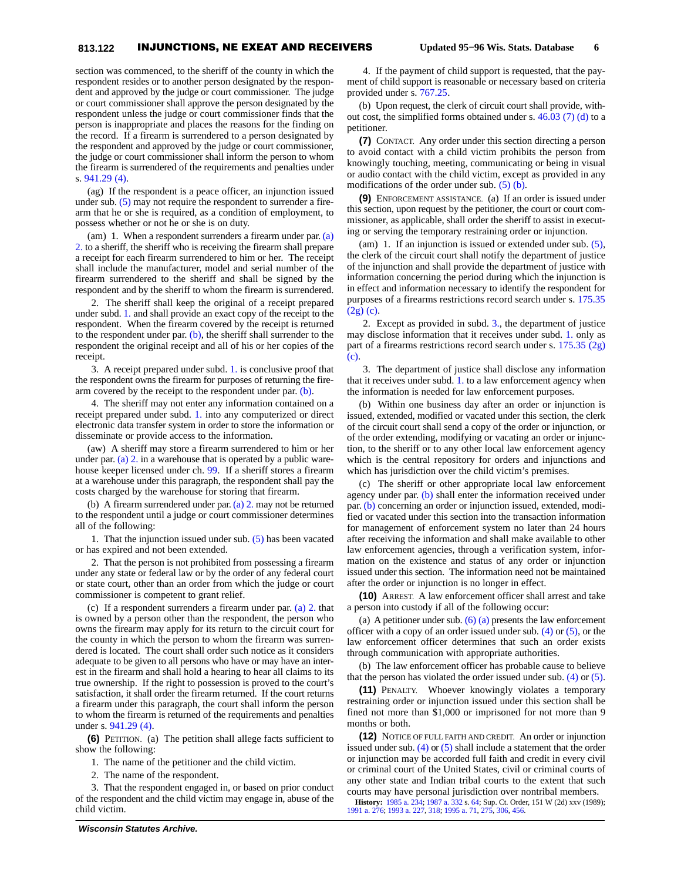section was commenced, to the sheriff of the county in which the respondent resides or to another person designated by the respondent and approved by the judge or court commissioner. The judge or court commissioner shall approve the person designated by the respondent unless the judge or court commissioner finds that the person is inappropriate and places the reasons for the finding on the record. If a firearm is surrendered to a person designated by the respondent and approved by the judge or court commissioner, the judge or court commissioner shall inform the person to whom the firearm is surrendered of the requirements and penalties under s. 941.29 (4).

(ag) If the respondent is a peace officer, an injunction issued under sub. (5) may not require the respondent to surrender a firearm that he or she is required, as a condition of employment, to possess whether or not he or she is on duty.

(am) 1. When a respondent surrenders a firearm under par. (a) 2. to a sheriff, the sheriff who is receiving the firearm shall prepare a receipt for each firearm surrendered to him or her. The receipt shall include the manufacturer, model and serial number of the firearm surrendered to the sheriff and shall be signed by the respondent and by the sheriff to whom the firearm is surrendered.

2. The sheriff shall keep the original of a receipt prepared under subd. 1. and shall provide an exact copy of the receipt to the respondent. When the firearm covered by the receipt is returned to the respondent under par. (b), the sheriff shall surrender to the respondent the original receipt and all of his or her copies of the receipt.

3. A receipt prepared under subd. 1. is conclusive proof that the respondent owns the firearm for purposes of returning the firearm covered by the receipt to the respondent under par. (b).

4. The sheriff may not enter any information contained on a receipt prepared under subd. 1. into any computerized or direct electronic data transfer system in order to store the information or disseminate or provide access to the information.

(aw) A sheriff may store a firearm surrendered to him or her under par. (a) 2. in a warehouse that is operated by a public warehouse keeper licensed under ch. 99. If a sheriff stores a firearm at a warehouse under this paragraph, the respondent shall pay the costs charged by the warehouse for storing that firearm.

(b) A firearm surrendered under par. (a) 2. may not be returned to the respondent until a judge or court commissioner determines all of the following:

1. That the injunction issued under sub. (5) has been vacated or has expired and not been extended.

2. That the person is not prohibited from possessing a firearm under any state or federal law or by the order of any federal court or state court, other than an order from which the judge or court commissioner is competent to grant relief.

(c) If a respondent surrenders a firearm under par. (a) 2. that is owned by a person other than the respondent, the person who owns the firearm may apply for its return to the circuit court for the county in which the person to whom the firearm was surrendered is located. The court shall order such notice as it considers adequate to be given to all persons who have or may have an interest in the firearm and shall hold a hearing to hear all claims to its true ownership. If the right to possession is proved to the court's satisfaction, it shall order the firearm returned. If the court returns a firearm under this paragraph, the court shall inform the person to whom the firearm is returned of the requirements and penalties under s. 941.29 (4).

**(6)** PETITION. (a) The petition shall allege facts sufficient to show the following:

1. The name of the petitioner and the child victim.

2. The name of the respondent.

3. That the respondent engaged in, or based on prior conduct of the respondent and the child victim may engage in, abuse of the child victim.

4. If the payment of child support is requested, that the payment of child support is reasonable or necessary based on criteria provided under s. 767.25.

(b) Upon request, the clerk of circuit court shall provide, without cost, the simplified forms obtained under s. 46.03 (7) (d) to a petitioner.

**(7)** CONTACT. Any order under this section directing a person to avoid contact with a child victim prohibits the person from knowingly touching, meeting, communicating or being in visual or audio contact with the child victim, except as provided in any modifications of the order under sub. (5) (b).

**(9)** ENFORCEMENT ASSISTANCE. (a) If an order is issued under this section, upon request by the petitioner, the court or court commissioner, as applicable, shall order the sheriff to assist in executing or serving the temporary restraining order or injunction.

(am) 1. If an injunction is issued or extended under sub. (5), the clerk of the circuit court shall notify the department of justice of the injunction and shall provide the department of justice with information concerning the period during which the injunction is in effect and information necessary to identify the respondent for purposes of a firearms restrictions record search under s. 175.35 (2g) (c).

2. Except as provided in subd. 3., the department of justice may disclose information that it receives under subd. 1. only as part of a firearms restrictions record search under s. 175.35 (2g) (c).

3. The department of justice shall disclose any information that it receives under subd. 1. to a law enforcement agency when the information is needed for law enforcement purposes.

(b) Within one business day after an order or injunction is issued, extended, modified or vacated under this section, the clerk of the circuit court shall send a copy of the order or injunction, or of the order extending, modifying or vacating an order or injunction, to the sheriff or to any other local law enforcement agency which is the central repository for orders and injunctions and which has jurisdiction over the child victim's premises.

(c) The sheriff or other appropriate local law enforcement agency under par. (b) shall enter the information received under par. (b) concerning an order or injunction issued, extended, modified or vacated under this section into the transaction information for management of enforcement system no later than 24 hours after receiving the information and shall make available to other law enforcement agencies, through a verification system, information on the existence and status of any order or injunction issued under this section. The information need not be maintained after the order or injunction is no longer in effect.

**(10)** ARREST. A law enforcement officer shall arrest and take a person into custody if all of the following occur:

(a) A petitioner under sub. (6) (a) presents the law enforcement officer with a copy of an order issued under sub. (4) or (5), or the law enforcement officer determines that such an order exists through communication with appropriate authorities.

(b) The law enforcement officer has probable cause to believe that the person has violated the order issued under sub. (4) or (5).

**(11)** PENALTY. Whoever knowingly violates a temporary restraining order or injunction issued under this section shall be fined not more than $1,000 or imprisoned for not more than 9 months or both.

**(12)** NOTICE OF FULL FAITH AND CREDIT. An order or injunction issued under sub. (4) or (5) shall include a statement that the order or injunction may be accorded full faith and credit in every civil or criminal court of the United States, civil or criminal courts of any other state and Indian tribal courts to the extent that such courts may have personal jurisdiction over nontribal members.

**History:** 1985 a. 234; 1987 a. 332 s. 64; Sup. Ct. Order, 151 W (2d) xxv (1989); 1991 a. 276; 1993 a. 227, 318; 1995 a. 71, 275, 306, 456.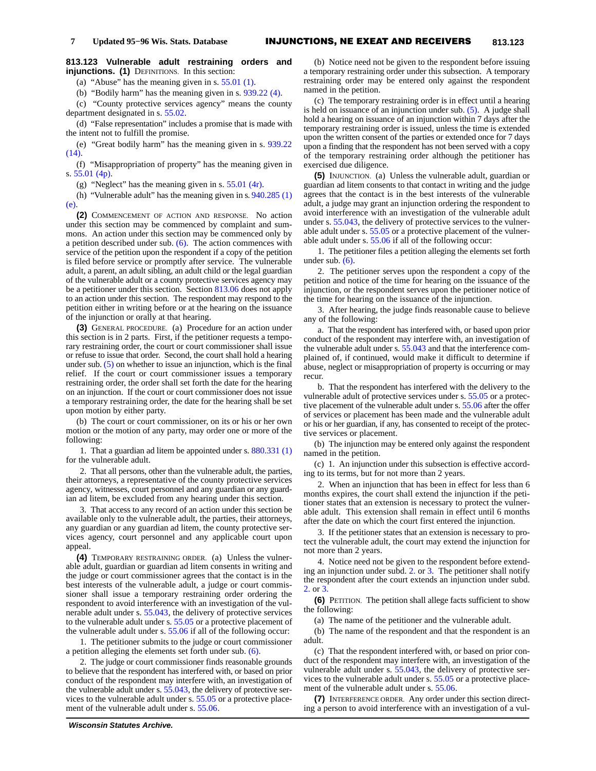**813.123 Vulnerable adult restraining orders and injunctions. (1)** DEFINITIONS. In this section:

(a) "Abuse" has the meaning given in s. 55.01 (1).

(b) "Bodily harm" has the meaning given in s. 939.22 (4).

(c) "County protective services agency" means the county department designated in s. 55.02.

(d) "False representation" includes a promise that is made with the intent not to fulfill the promise.

(e) "Great bodily harm" has the meaning given in s. 939.22 (14).

(f) "Misappropriation of property" has the meaning given in s. 55.01 (4p).

(g) "Neglect" has the meaning given in s. 55.01 (4r).

(h) "Vulnerable adult" has the meaning given in s. 940.285 (1) (e).

**(2)** COMMENCEMENT OF ACTION AND RESPONSE. No action under this section may be commenced by complaint and summons. An action under this section may be commenced only by a petition described under sub. (6). The action commences with service of the petition upon the respondent if a copy of the petition is filed before service or promptly after service. The vulnerable adult, a parent, an adult sibling, an adult child or the legal guardian of the vulnerable adult or a county protective services agency may be a petitioner under this section. Section 813.06 does not apply to an action under this section. The respondent may respond to the petition either in writing before or at the hearing on the issuance of the injunction or orally at that hearing.

**(3)** GENERAL PROCEDURE. (a) Procedure for an action under this section is in 2 parts. First, if the petitioner requests a temporary restraining order, the court or court commissioner shall issue or refuse to issue that order. Second, the court shall hold a hearing under sub. (5) on whether to issue an injunction, which is the final relief. If the court or court commissioner issues a temporary restraining order, the order shall set forth the date for the hearing on an injunction. If the court or court commissioner does not issue a temporary restraining order, the date for the hearing shall be set upon motion by either party.

(b) The court or court commissioner, on its or his or her own motion or the motion of any party, may order one or more of the following:

1. That a guardian ad litem be appointed under s. 880.331 (1) for the vulnerable adult.

2. That all persons, other than the vulnerable adult, the parties, their attorneys, a representative of the county protective services agency, witnesses, court personnel and any guardian or any guardian ad litem, be excluded from any hearing under this section.

3. That access to any record of an action under this section be available only to the vulnerable adult, the parties, their attorneys, any guardian or any guardian ad litem, the county protective services agency, court personnel and any applicable court upon appeal.

**(4)** TEMPORARY RESTRAINING ORDER. (a) Unless the vulnerable adult, guardian or guardian ad litem consents in writing and the judge or court commissioner agrees that the contact is in the best interests of the vulnerable adult, a judge or court commissioner shall issue a temporary restraining order ordering the respondent to avoid interference with an investigation of the vulnerable adult under s. 55.043, the delivery of protective services to the vulnerable adult under s. 55.05 or a protective placement of the vulnerable adult under s. 55.06 if all of the following occur:

1. The petitioner submits to the judge or court commissioner a petition alleging the elements set forth under sub. (6).

2. The judge or court commissioner finds reasonable grounds to believe that the respondent has interfered with, or based on prior conduct of the respondent may interfere with, an investigation of the vulnerable adult under s. 55.043, the delivery of protective services to the vulnerable adult under s. 55.05 or a protective placement of the vulnerable adult under s. 55.06.

(b) Notice need not be given to the respondent before issuing a temporary restraining order under this subsection. A temporary restraining order may be entered only against the respondent named in the petition.

(c) The temporary restraining order is in effect until a hearing is held on issuance of an injunction under sub. (5). A judge shall hold a hearing on issuance of an injunction within 7 days after the temporary restraining order is issued, unless the time is extended upon the written consent of the parties or extended once for 7 days upon a finding that the respondent has not been served with a copy of the temporary restraining order although the petitioner has exercised due diligence.

**(5)** INJUNCTION. (a) Unless the vulnerable adult, guardian or guardian ad litem consents to that contact in writing and the judge agrees that the contact is in the best interests of the vulnerable adult, a judge may grant an injunction ordering the respondent to avoid interference with an investigation of the vulnerable adult under s. 55.043, the delivery of protective services to the vulnerable adult under s. 55.05 or a protective placement of the vulnerable adult under s. 55.06 if all of the following occur:

1. The petitioner files a petition alleging the elements set forth under sub. (6).

2. The petitioner serves upon the respondent a copy of the petition and notice of the time for hearing on the issuance of the injunction, or the respondent serves upon the petitioner notice of the time for hearing on the issuance of the injunction.

3. After hearing, the judge finds reasonable cause to believe any of the following:

a. That the respondent has interfered with, or based upon prior conduct of the respondent may interfere with, an investigation of the vulnerable adult under s. 55.043 and that the interference complained of, if continued, would make it difficult to determine if abuse, neglect or misappropriation of property is occurring or may recur.

b. That the respondent has interfered with the delivery to the vulnerable adult of protective services under s. 55.05 or a protective placement of the vulnerable adult under s. 55.06 after the offer of services or placement has been made and the vulnerable adult or his or her guardian, if any, has consented to receipt of the protective services or placement.

(b) The injunction may be entered only against the respondent named in the petition.

(c) 1. An injunction under this subsection is effective according to its terms, but for not more than 2 years.

2. When an injunction that has been in effect for less than 6 months expires, the court shall extend the injunction if the petitioner states that an extension is necessary to protect the vulnerable adult. This extension shall remain in effect until 6 months after the date on which the court first entered the injunction.

3. If the petitioner states that an extension is necessary to protect the vulnerable adult, the court may extend the injunction for not more than 2 years.

4. Notice need not be given to the respondent before extending an injunction under subd. 2. or 3. The petitioner shall notify the respondent after the court extends an injunction under subd. 2. or 3.

**(6)** PETITION. The petition shall allege facts sufficient to show the following:

(a) The name of the petitioner and the vulnerable adult.

(b) The name of the respondent and that the respondent is an adult.

(c) That the respondent interfered with, or based on prior conduct of the respondent may interfere with, an investigation of the vulnerable adult under s. 55.043, the delivery of protective services to the vulnerable adult under s. 55.05 or a protective placement of the vulnerable adult under s. 55.06.

**(7)** INTERFERENCE ORDER. Any order under this section directing a person to avoid interference with an investigation of a vul-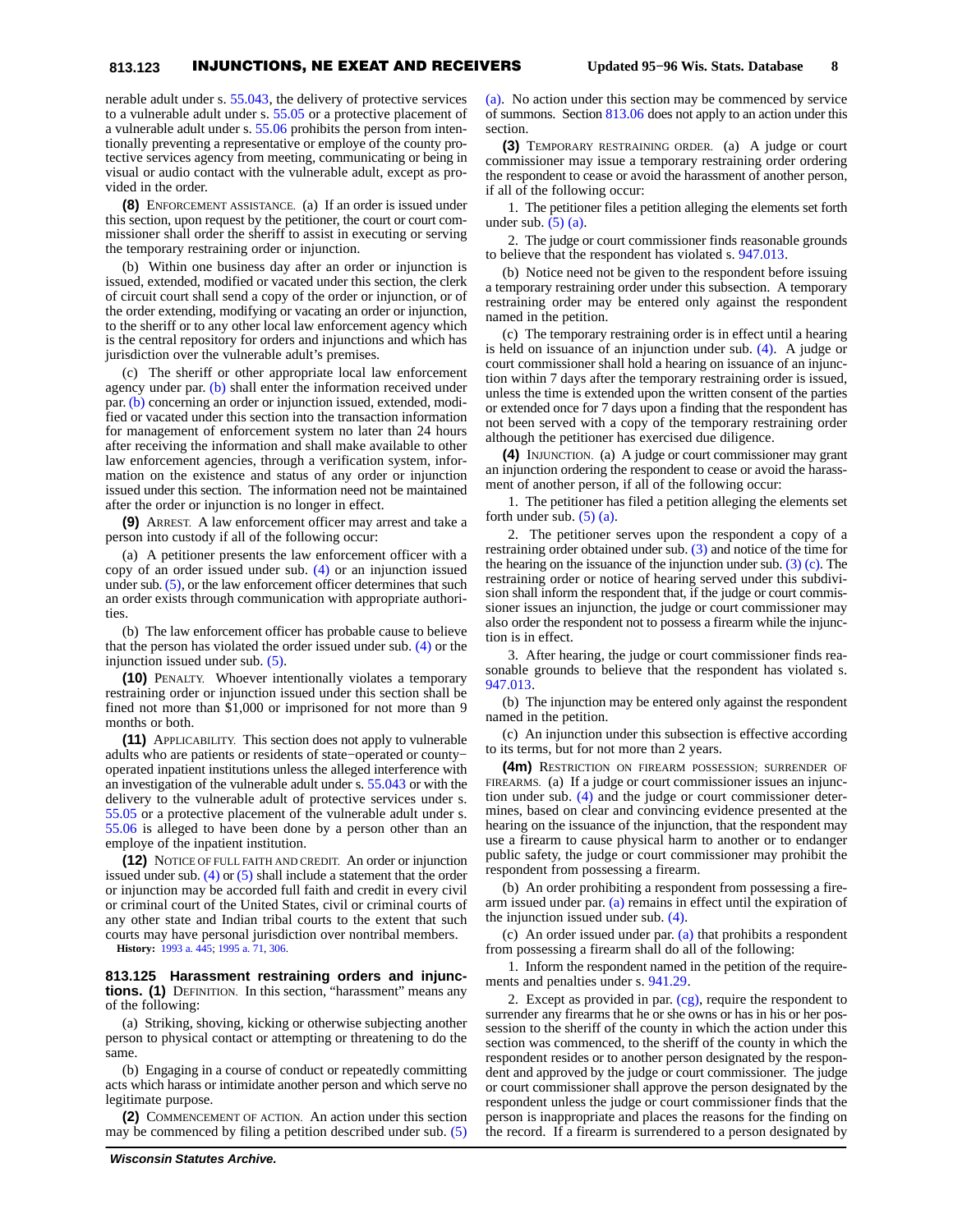nerable adult under s. 55.043, the delivery of protective services to a vulnerable adult under s. 55.05 or a protective placement of a vulnerable adult under s. 55.06 prohibits the person from intentionally preventing a representative or employe of the county protective services agency from meeting, communicating or being in visual or audio contact with the vulnerable adult, except as provided in the order.

**(8)** ENFORCEMENT ASSISTANCE. (a) If an order is issued under this section, upon request by the petitioner, the court or court commissioner shall order the sheriff to assist in executing or serving the temporary restraining order or injunction.

(b) Within one business day after an order or injunction is issued, extended, modified or vacated under this section, the clerk of circuit court shall send a copy of the order or injunction, or of the order extending, modifying or vacating an order or injunction, to the sheriff or to any other local law enforcement agency which is the central repository for orders and injunctions and which has jurisdiction over the vulnerable adult's premises.

(c) The sheriff or other appropriate local law enforcement agency under par. (b) shall enter the information received under par. (b) concerning an order or injunction issued, extended, modified or vacated under this section into the transaction information for management of enforcement system no later than 24 hours after receiving the information and shall make available to other law enforcement agencies, through a verification system, information on the existence and status of any order or injunction issued under this section. The information need not be maintained after the order or injunction is no longer in effect.

**(9)** ARREST. A law enforcement officer may arrest and take a person into custody if all of the following occur:

(a) A petitioner presents the law enforcement officer with a copy of an order issued under sub. (4) or an injunction issued under sub. (5), or the law enforcement officer determines that such an order exists through communication with appropriate authorities.

(b) The law enforcement officer has probable cause to believe that the person has violated the order issued under sub. (4) or the injunction issued under sub. (5).

**(10)** PENALTY. Whoever intentionally violates a temporary restraining order or injunction issued under this section shall be fined not more than $1,000 or imprisoned for not more than 9 months or both.

**(11)** APPLICABILITY. This section does not apply to vulnerable adults who are patients or residents of state−operated or county−operated inpatient institutions unless the alleged interference with an investigation of the vulnerable adult under s. 55.043 or with the delivery to the vulnerable adult of protective services under s. 55.05 or a protective placement of the vulnerable adult under s. 55.06 is alleged to have been done by a person other than an employe of the inpatient institution.

**(12)** NOTICE OF FULL FAITH AND CREDIT. An order or injunction issued under sub. (4) or (5) shall include a statement that the order or injunction may be accorded full faith and credit in every civil or criminal court of the United States, civil or criminal courts of any other state and Indian tribal courts to the extent that such courts may have personal jurisdiction over nontribal members.

**History:** 1993 a. 445; 1995 a. 71, 306.

**813.125 Harassment restraining orders and injunctions. (1)** DEFINITION. In this section, "harassment" means any of the following:

(a) Striking, shoving, kicking or otherwise subjecting another person to physical contact or attempting or threatening to do the same.

(b) Engaging in a course of conduct or repeatedly committing acts which harass or intimidate another person and which serve no legitimate purpose.

**(2)** COMMENCEMENT OF ACTION. An action under this section may be commenced by filing a petition described under sub. (5) (a). No action under this section may be commenced by service of summons. Section 813.06 does not apply to an action under this section.

**(3)** TEMPORARY RESTRAINING ORDER. (a) A judge or court commissioner may issue a temporary restraining order ordering the respondent to cease or avoid the harassment of another person, if all of the following occur:

1. The petitioner files a petition alleging the elements set forth under sub. (5) (a).

2. The judge or court commissioner finds reasonable grounds to believe that the respondent has violated s. 947.013.

(b) Notice need not be given to the respondent before issuing a temporary restraining order under this subsection. A temporary restraining order may be entered only against the respondent named in the petition.

(c) The temporary restraining order is in effect until a hearing is held on issuance of an injunction under sub. (4). A judge or court commissioner shall hold a hearing on issuance of an injunction within 7 days after the temporary restraining order is issued, unless the time is extended upon the written consent of the parties or extended once for 7 days upon a finding that the respondent has not been served with a copy of the temporary restraining order although the petitioner has exercised due diligence.

**(4)** INJUNCTION. (a) A judge or court commissioner may grant an injunction ordering the respondent to cease or avoid the harassment of another person, if all of the following occur:

1. The petitioner has filed a petition alleging the elements set forth under sub. (5) (a).

2. The petitioner serves upon the respondent a copy of a restraining order obtained under sub. (3) and notice of the time for the hearing on the issuance of the injunction under sub. (3) (c). The restraining order or notice of hearing served under this subdivision shall inform the respondent that, if the judge or court commissioner issues an injunction, the judge or court commissioner may also order the respondent not to possess a firearm while the injunction is in effect.

3. After hearing, the judge or court commissioner finds reasonable grounds to believe that the respondent has violated s. 947.013.

(b) The injunction may be entered only against the respondent named in the petition.

(c) An injunction under this subsection is effective according to its terms, but for not more than 2 years.

**(4m)** RESTRICTION ON FIREARM POSSESSION; SURRENDER OF FIREARMS. (a) If a judge or court commissioner issues an injunction under sub. (4) and the judge or court commissioner determines, based on clear and convincing evidence presented at the hearing on the issuance of the injunction, that the respondent may use a firearm to cause physical harm to another or to endanger public safety, the judge or court commissioner may prohibit the respondent from possessing a firearm.

(b) An order prohibiting a respondent from possessing a firearm issued under par. (a) remains in effect until the expiration of the injunction issued under sub. (4).

(c) An order issued under par. (a) that prohibits a respondent from possessing a firearm shall do all of the following:

1. Inform the respondent named in the petition of the requirements and penalties under s. 941.29.

2. Except as provided in par. (cg), require the respondent to surrender any firearms that he or she owns or has in his or her possession to the sheriff of the county in which the action under this section was commenced, to the sheriff of the county in which the respondent resides or to another person designated by the respondent and approved by the judge or court commissioner. The judge or court commissioner shall approve the person designated by the respondent unless the judge or court commissioner finds that the person is inappropriate and places the reasons for the finding on the record. If a firearm is surrendered to a person designated by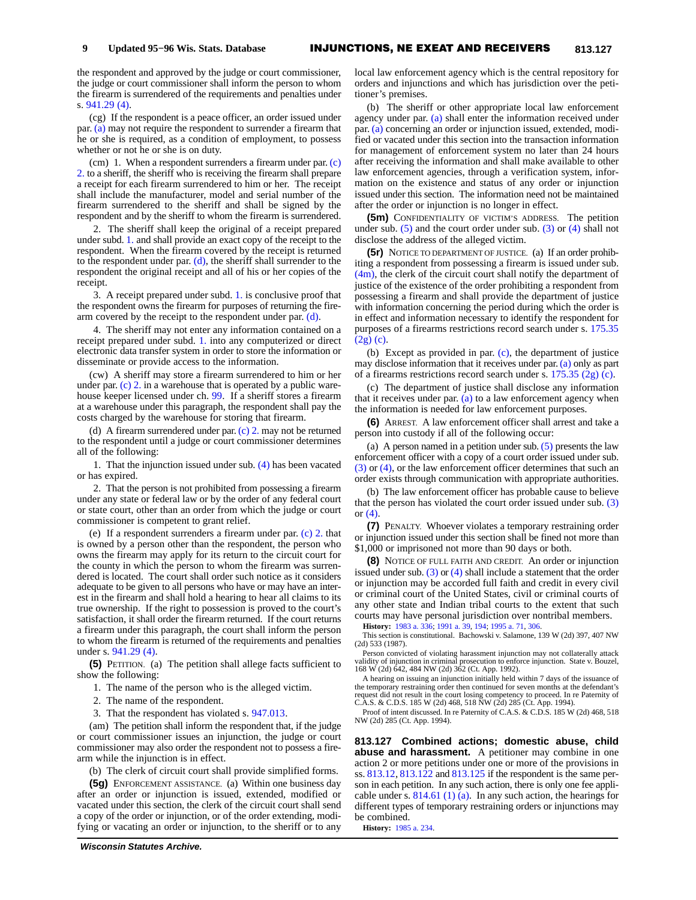the respondent and approved by the judge or court commissioner, the judge or court commissioner shall inform the person to whom the firearm is surrendered of the requirements and penalties under s. 941.29 (4).

(cg) If the respondent is a peace officer, an order issued under par. (a) may not require the respondent to surrender a firearm that he or she is required, as a condition of employment, to possess whether or not he or she is on duty.

(cm) 1. When a respondent surrenders a firearm under par. (c) 2. to a sheriff, the sheriff who is receiving the firearm shall prepare a receipt for each firearm surrendered to him or her. The receipt shall include the manufacturer, model and serial number of the firearm surrendered to the sheriff and shall be signed by the respondent and by the sheriff to whom the firearm is surrendered.

2. The sheriff shall keep the original of a receipt prepared under subd. 1. and shall provide an exact copy of the receipt to the respondent. When the firearm covered by the receipt is returned to the respondent under par. (d), the sheriff shall surrender to the respondent the original receipt and all of his or her copies of the receipt.

3. A receipt prepared under subd. 1. is conclusive proof that the respondent owns the firearm for purposes of returning the firearm covered by the receipt to the respondent under par. (d).

4. The sheriff may not enter any information contained on a receipt prepared under subd. 1. into any computerized or direct electronic data transfer system in order to store the information or disseminate or provide access to the information.

(cw) A sheriff may store a firearm surrendered to him or her under par. (c) 2. in a warehouse that is operated by a public warehouse keeper licensed under ch. 99. If a sheriff stores a firearm at a warehouse under this paragraph, the respondent shall pay the costs charged by the warehouse for storing that firearm.

(d) A firearm surrendered under par. (c) 2. may not be returned to the respondent until a judge or court commissioner determines all of the following:

1. That the injunction issued under sub. (4) has been vacated or has expired.

2. That the person is not prohibited from possessing a firearm under any state or federal law or by the order of any federal court or state court, other than an order from which the judge or court commissioner is competent to grant relief.

(e) If a respondent surrenders a firearm under par. (c) 2. that is owned by a person other than the respondent, the person who owns the firearm may apply for its return to the circuit court for the county in which the person to whom the firearm was surrendered is located. The court shall order such notice as it considers adequate to be given to all persons who have or may have an interest in the firearm and shall hold a hearing to hear all claims to its true ownership. If the right to possession is proved to the court's satisfaction, it shall order the firearm returned. If the court returns a firearm under this paragraph, the court shall inform the person to whom the firearm is returned of the requirements and penalties under s. 941.29 (4).

**(5)** PETITION. (a) The petition shall allege facts sufficient to show the following:

1. The name of the person who is the alleged victim.

2. The name of the respondent.

3. That the respondent has violated s. 947.013.

(am) The petition shall inform the respondent that, if the judge or court commissioner issues an injunction, the judge or court commissioner may also order the respondent not to possess a firearm while the injunction is in effect.

(b) The clerk of circuit court shall provide simplified forms.

**(5g)** ENFORCEMENT ASSISTANCE. (a) Within one business day after an order or injunction is issued, extended, modified or vacated under this section, the clerk of the circuit court shall send a copy of the order or injunction, or of the order extending, modifying or vacating an order or injunction, to the sheriff or to any local law enforcement agency which is the central repository for orders and injunctions and which has jurisdiction over the petitioner's premises.

(b) The sheriff or other appropriate local law enforcement agency under par. (a) shall enter the information received under par. (a) concerning an order or injunction issued, extended, modified or vacated under this section into the transaction information for management of enforcement system no later than 24 hours after receiving the information and shall make available to other law enforcement agencies, through a verification system, information on the existence and status of any order or injunction issued under this section. The information need not be maintained after the order or injunction is no longer in effect.

**(5m)** CONFIDENTIALITY OF VICTIM'S ADDRESS. The petition under sub. (5) and the court order under sub. (3) or (4) shall not disclose the address of the alleged victim.

**(5r)** NOTICE TO DEPARTMENT OF JUSTICE. (a) If an order prohibiting a respondent from possessing a firearm is issued under sub. (4m), the clerk of the circuit court shall notify the department of justice of the existence of the order prohibiting a respondent from possessing a firearm and shall provide the department of justice with information concerning the period during which the order is in effect and information necessary to identify the respondent for purposes of a firearms restrictions record search under s. 175.35 (2g) (c).

(b) Except as provided in par. (c), the department of justice may disclose information that it receives under par. (a) only as part of a firearms restrictions record search under s. 175.35 (2g) (c).

(c) The department of justice shall disclose any information that it receives under par. (a) to a law enforcement agency when the information is needed for law enforcement purposes.

**(6)** ARREST. A law enforcement officer shall arrest and take a person into custody if all of the following occur:

(a) A person named in a petition under sub. (5) presents the law enforcement officer with a copy of a court order issued under sub. (3) or (4), or the law enforcement officer determines that such an order exists through communication with appropriate authorities.

(b) The law enforcement officer has probable cause to believe that the person has violated the court order issued under sub. (3) or (4).

**(7)** PENALTY. Whoever violates a temporary restraining order or injunction issued under this section shall be fined not more than $1,000 or imprisoned not more than 90 days or both.

**(8)** NOTICE OF FULL FAITH AND CREDIT. An order or injunction issued under sub. (3) or (4) shall include a statement that the order or injunction may be accorded full faith and credit in every civil or criminal court of the United States, civil or criminal courts of any other state and Indian tribal courts to the extent that such courts may have personal jurisdiction over nontribal members.

**History:** 1983 a. 336; 1991 a. 39, 194; 1995 a. 71, 306.

This section is constitutional. Bachowski v. Salamone, 139 W (2d) 397, 407 NW (2d) 533 (1987).

Person convicted of violating harassment injunction may not collaterally attack validity of injunction in criminal prosecution to enforce injunction. State v. Bouzel, 168 W (2d) 642, 484 NW (2d) 362 (Ct. App. 1992).

A hearing on issuing an injunction initially held within 7 days of the issuance of the temporary restraining order then continued for seven months at the defendant's request did not result in the court losing competency to proceed. In re Paternity of C.A.S. & C.D.S. 185 W (2d) 468, 518 NW (2d) 285 (Ct. App. 1994).

Proof of intent discussed. In re Paternity of C.A.S. & C.D.S. 185 W (2d) 468, 518 NW (2d) 285 (Ct. App. 1994).

**813.127 Combined actions; domestic abuse, child abuse and harassment.** A petitioner may combine in one action 2 or more petitions under one or more of the provisions in ss. 813.12, 813.122 and 813.125 if the respondent is the same person in each petition. In any such action, there is only one fee applicable under s. 814.61 (1) (a). In any such action, the hearings for different types of temporary restraining orders or injunctions may be combined.

**History:** 1985 a. 234.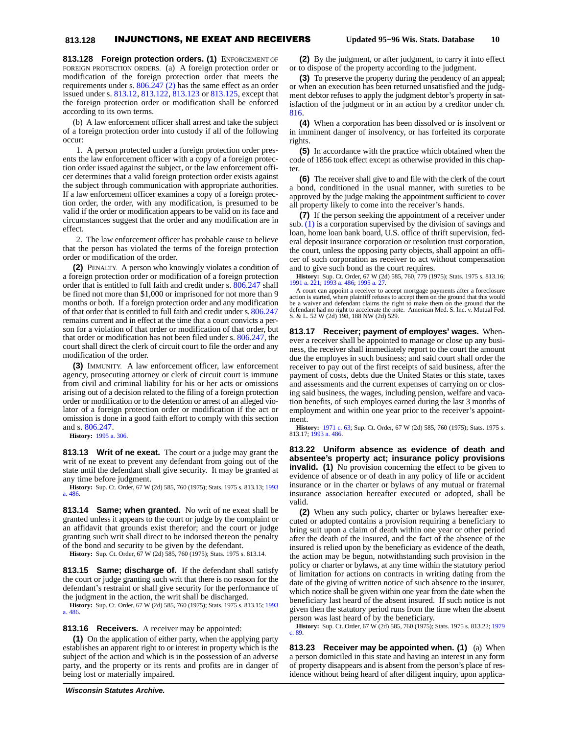**813.128 Foreign protection orders. (1)** ENFORCEMENT OF FOREIGN PROTECTION ORDERS. (a) A foreign protection order or modification of the foreign protection order that meets the requirements under s. 806.247 (2) has the same effect as an order issued under s. 813.12, 813.122, 813.123 or 813.125, except that the foreign protection order or modification shall be enforced according to its own terms.

(b) A law enforcement officer shall arrest and take the subject of a foreign protection order into custody if all of the following occur:

1. A person protected under a foreign protection order presents the law enforcement officer with a copy of a foreign protection order issued against the subject, or the law enforcement officer determines that a valid foreign protection order exists against the subject through communication with appropriate authorities. If a law enforcement officer examines a copy of a foreign protection order, the order, with any modification, is presumed to be valid if the order or modification appears to be valid on its face and circumstances suggest that the order and any modification are in effect.

2. The law enforcement officer has probable cause to believe that the person has violated the terms of the foreign protection order or modification of the order.

**(2)** PENALTY. A person who knowingly violates a condition of a foreign protection order or modification of a foreign protection order that is entitled to full faith and credit under s. 806.247 shall be fined not more than $1,000 or imprisoned for not more than 9 months or both. If a foreign protection order and any modification of that order that is entitled to full faith and credit under s. 806.247 remains current and in effect at the time that a court convicts a person for a violation of that order or modification of that order, but that order or modification has not been filed under s. 806.247, the court shall direct the clerk of circuit court to file the order and any modification of the order.

**(3)** IMMUNITY. A law enforcement officer, law enforcement agency, prosecuting attorney or clerk of circuit court is immune from civil and criminal liability for his or her acts or omissions arising out of a decision related to the filing of a foreign protection order or modification or to the detention or arrest of an alleged violator of a foreign protection order or modification if the act or omission is done in a good faith effort to comply with this section and s. 806.247.

**History:** 1995 a. 306.

**813.13 Writ of ne exeat.** The court or a judge may grant the writ of ne exeat to prevent any defendant from going out of the state until the defendant shall give security. It may be granted at any time before judgment.

**History:** Sup. Ct. Order, 67 W (2d) 585, 760 (1975); Stats. 1975 s. 813.13; 1993 a. 486.

**813.14 Same; when granted.** No writ of ne exeat shall be granted unless it appears to the court or judge by the complaint or an affidavit that grounds exist therefor; and the court or judge granting such writ shall direct to be indorsed thereon the penalty of the bond and security to be given by the defendant.

**History:** Sup. Ct. Order, 67 W (2d) 585, 760 (1975); Stats. 1975 s. 813.14.

**813.15 Same; discharge of.** If the defendant shall satisfy the court or judge granting such writ that there is no reason for the defendant's restraint or shall give security for the performance of the judgment in the action, the writ shall be discharged.

**History:** Sup. Ct. Order, 67 W (2d) 585, 760 (1975); Stats. 1975 s. 813.15; 1993 a. 486.

**813.16 Receivers.** A receiver may be appointed:

**(1)** On the application of either party, when the applying party establishes an apparent right to or interest in property which is the subject of the action and which is in the possession of an adverse party, and the property or its rents and profits are in danger of being lost or materially impaired.

**(2)** By the judgment, or after judgment, to carry it into effect or to dispose of the property according to the judgment.

**(3)** To preserve the property during the pendency of an appeal; or when an execution has been returned unsatisfied and the judgment debtor refuses to apply the judgment debtor's property in satisfaction of the judgment or in an action by a creditor under ch. 816.

**(4)** When a corporation has been dissolved or is insolvent or in imminent danger of insolvency, or has forfeited its corporate rights.

**(5)** In accordance with the practice which obtained when the code of 1856 took effect except as otherwise provided in this chapter.

**(6)** The receiver shall give to and file with the clerk of the court a bond, conditioned in the usual manner, with sureties to be approved by the judge making the appointment sufficient to cover all property likely to come into the receiver's hands.

**(7)** If the person seeking the appointment of a receiver under sub. (1) is a corporation supervised by the division of savings and loan, home loan bank board, U.S. office of thrift supervision, federal deposit insurance corporation or resolution trust corporation, the court, unless the opposing party objects, shall appoint an officer of such corporation as receiver to act without compensation and to give such bond as the court requires.

**History:** Sup. Ct. Order, 67 W (2d) 585, 760, 779 (1975); Stats. 1975 s. 813.16; 1991 a. 221; 1993 a. 486; 1995 a. 27.

A court can appoint a receiver to accept mortgage payments after a foreclosure action is started, where plaintiff refuses to accept them on the ground that this would be a waiver and defendant claims the right to make them on the ground that the defendant had no right to accelerate the note. American Med. S. Inc. v. Mutual Fed. S. & L. 52 W (2d) 198, 188 NW (2d) 529.

**813.17 Receiver; payment of employes' wages.** Whenever a receiver shall be appointed to manage or close up any business, the receiver shall immediately report to the court the amount due the employes in such business; and said court shall order the receiver to pay out of the first receipts of said business, after the payment of costs, debts due the United States or this state, taxes and assessments and the current expenses of carrying on or closing said business, the wages, including pension, welfare and vacation benefits, of such employes earned during the last 3 months of employment and within one year prior to the receiver's appointment.

**History:** 1971 c. 63; Sup. Ct. Order, 67 W (2d) 585, 760 (1975); Stats. 1975 s. 813.17; 1993 a. 486.

**813.22 Uniform absence as evidence of death and absentee's property act; insurance policy provisions invalid. (1)** No provision concerning the effect to be given to evidence of absence or of death in any policy of life or accident insurance or in the charter or bylaws of any mutual or fraternal insurance association hereafter executed or adopted, shall be valid.

**(2)** When any such policy, charter or bylaws hereafter executed or adopted contains a provision requiring a beneficiary to bring suit upon a claim of death within one year or other period after the death of the insured, and the fact of the absence of the insured is relied upon by the beneficiary as evidence of the death, the action may be begun, notwithstanding such provision in the policy or charter or bylaws, at any time within the statutory period of limitation for actions on contracts in writing dating from the date of the giving of written notice of such absence to the insurer, which notice shall be given within one year from the date when the beneficiary last heard of the absent insured. If such notice is not given then the statutory period runs from the time when the absent person was last heard of by the beneficiary.

**History:** Sup. Ct. Order, 67 W (2d) 585, 760 (1975); Stats. 1975 s. 813.22; 1979 c. 89.

**813.23 Receiver may be appointed when. (1)** (a) When a person domiciled in this state and having an interest in any form of property disappears and is absent from the person's place of residence without being heard of after diligent inquiry, upon applica-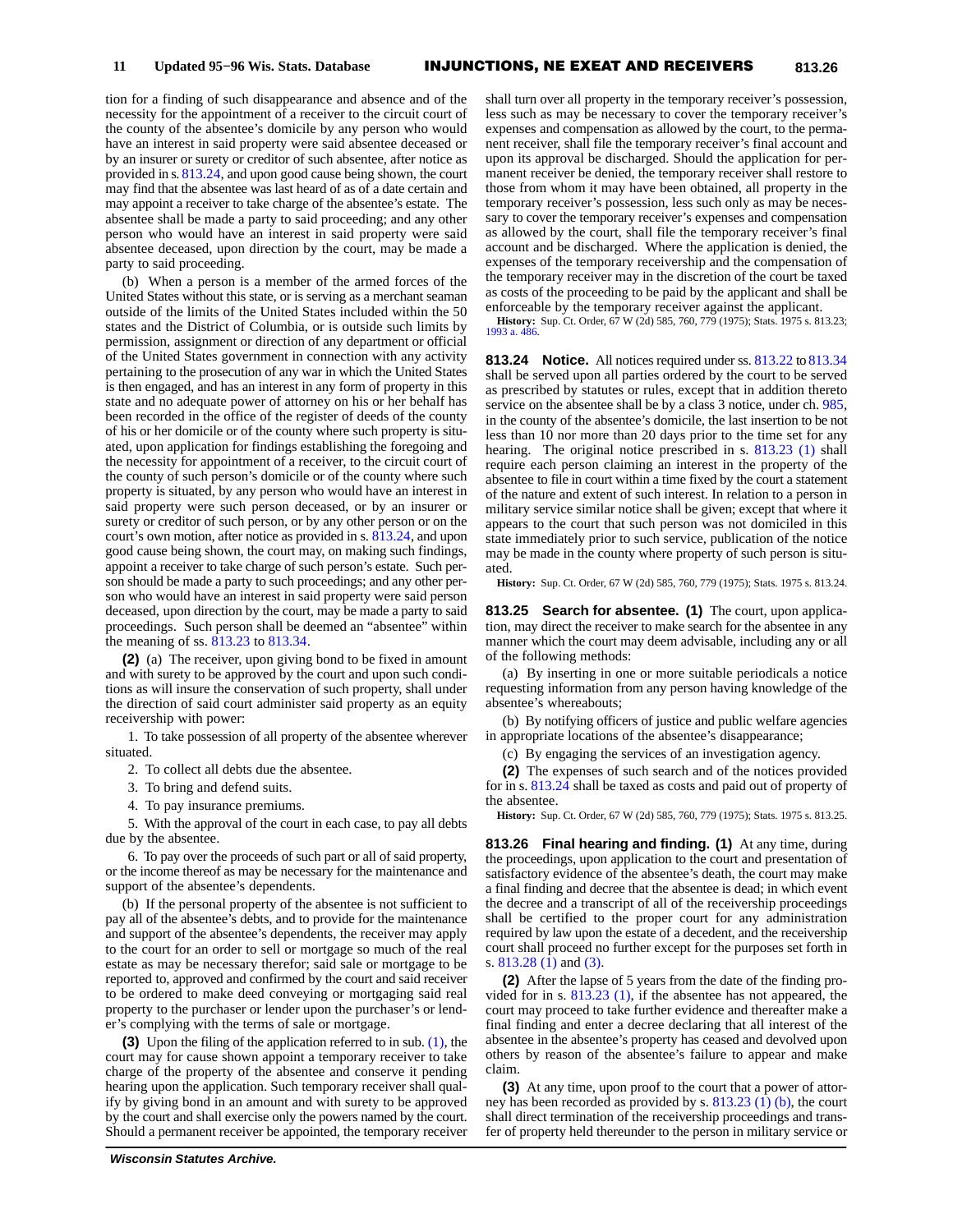tion for a finding of such disappearance and absence and of the necessity for the appointment of a receiver to the circuit court of the county of the absentee's domicile by any person who would have an interest in said property were said absentee deceased or by an insurer or surety or creditor of such absentee, after notice as provided in s. 813.24, and upon good cause being shown, the court may find that the absentee was last heard of as of a date certain and may appoint a receiver to take charge of the absentee's estate. The absentee shall be made a party to said proceeding; and any other person who would have an interest in said property were said absentee deceased, upon direction by the court, may be made a party to said proceeding.

(b) When a person is a member of the armed forces of the United States without this state, or is serving as a merchant seaman outside of the limits of the United States included within the 50 states and the District of Columbia, or is outside such limits by permission, assignment or direction of any department or official of the United States government in connection with any activity pertaining to the prosecution of any war in which the United States is then engaged, and has an interest in any form of property in this state and no adequate power of attorney on his or her behalf has been recorded in the office of the register of deeds of the county of his or her domicile or of the county where such property is situated, upon application for findings establishing the foregoing and the necessity for appointment of a receiver, to the circuit court of the county of such person's domicile or of the county where such property is situated, by any person who would have an interest in said property were such person deceased, or by an insurer or surety or creditor of such person, or by any other person or on the court's own motion, after notice as provided in s. 813.24, and upon good cause being shown, the court may, on making such findings, appoint a receiver to take charge of such person's estate. Such person should be made a party to such proceedings; and any other person who would have an interest in said property were said person deceased, upon direction by the court, may be made a party to said proceedings. Such person shall be deemed an "absentee" within the meaning of ss. 813.23 to 813.34.

**(2)** (a) The receiver, upon giving bond to be fixed in amount and with surety to be approved by the court and upon such conditions as will insure the conservation of such property, shall under the direction of said court administer said property as an equity receivership with power:

1. To take possession of all property of the absentee wherever situated.

2. To collect all debts due the absentee.

3. To bring and defend suits.

4. To pay insurance premiums.

5. With the approval of the court in each case, to pay all debts due by the absentee.

6. To pay over the proceeds of such part or all of said property, or the income thereof as may be necessary for the maintenance and support of the absentee's dependents.

(b) If the personal property of the absentee is not sufficient to pay all of the absentee's debts, and to provide for the maintenance and support of the absentee's dependents, the receiver may apply to the court for an order to sell or mortgage so much of the real estate as may be necessary therefor; said sale or mortgage to be reported to, approved and confirmed by the court and said receiver to be ordered to make deed conveying or mortgaging said real property to the purchaser or lender upon the purchaser's or lender's complying with the terms of sale or mortgage.

**(3)** Upon the filing of the application referred to in sub. (1), the court may for cause shown appoint a temporary receiver to take charge of the property of the absentee and conserve it pending hearing upon the application. Such temporary receiver shall qualify by giving bond in an amount and with surety to be approved by the court and shall exercise only the powers named by the court. Should a permanent receiver be appointed, the temporary receiver shall turn over all property in the temporary receiver's possession, less such as may be necessary to cover the temporary receiver's expenses and compensation as allowed by the court, to the permanent receiver, shall file the temporary receiver's final account and upon its approval be discharged. Should the application for permanent receiver be denied, the temporary receiver shall restore to those from whom it may have been obtained, all property in the temporary receiver's possession, less such only as may be necessary to cover the temporary receiver's expenses and compensation as allowed by the court, shall file the temporary receiver's final account and be discharged. Where the application is denied, the expenses of the temporary receivership and the compensation of the temporary receiver may in the discretion of the court be taxed as costs of the proceeding to be paid by the applicant and shall be enforceable by the temporary receiver against the applicant.

**History:** Sup. Ct. Order, 67 W (2d) 585, 760, 779 (1975); Stats. 1975 s. 813.23; 1993 a. 486.

**813.24 Notice.** All notices required under ss. 813.22 to 813.34 shall be served upon all parties ordered by the court to be served as prescribed by statutes or rules, except that in addition thereto service on the absentee shall be by a class 3 notice, under ch. 985, in the county of the absentee's domicile, the last insertion to be not less than 10 nor more than 20 days prior to the time set for any hearing. The original notice prescribed in s. 813.23 (1) shall require each person claiming an interest in the property of the absentee to file in court within a time fixed by the court a statement of the nature and extent of such interest. In relation to a person in military service similar notice shall be given; except that where it appears to the court that such person was not domiciled in this state immediately prior to such service, publication of the notice may be made in the county where property of such person is situated.

**History:** Sup. Ct. Order, 67 W (2d) 585, 760, 779 (1975); Stats. 1975 s. 813.24.

**813.25 Search for absentee.** **(1)** The court, upon application, may direct the receiver to make search for the absentee in any manner which the court may deem advisable, including any or all of the following methods:

(a) By inserting in one or more suitable periodicals a notice requesting information from any person having knowledge of the absentee's whereabouts;

(b) By notifying officers of justice and public welfare agencies in appropriate locations of the absentee's disappearance;

(c) By engaging the services of an investigation agency.

**(2)** The expenses of such search and of the notices provided for in s. 813.24 shall be taxed as costs and paid out of property of the absentee.

**History:** Sup. Ct. Order, 67 W (2d) 585, 760, 779 (1975); Stats. 1975 s. 813.25.

**813.26 Final hearing and finding.** **(1)** At any time, during the proceedings, upon application to the court and presentation of satisfactory evidence of the absentee's death, the court may make a final finding and decree that the absentee is dead; in which event the decree and a transcript of all of the receivership proceedings shall be certified to the proper court for any administration required by law upon the estate of a decedent, and the receivership court shall proceed no further except for the purposes set forth in s. 813.28 (1) and (3).

**(2)** After the lapse of 5 years from the date of the finding provided for in s. 813.23 (1), if the absentee has not appeared, the court may proceed to take further evidence and thereafter make a final finding and enter a decree declaring that all interest of the absentee in the absentee's property has ceased and devolved upon others by reason of the absentee's failure to appear and make claim.

**(3)** At any time, upon proof to the court that a power of attorney has been recorded as provided by s. 813.23 (1) (b), the court shall direct termination of the receivership proceedings and transfer of property held thereunder to the person in military service or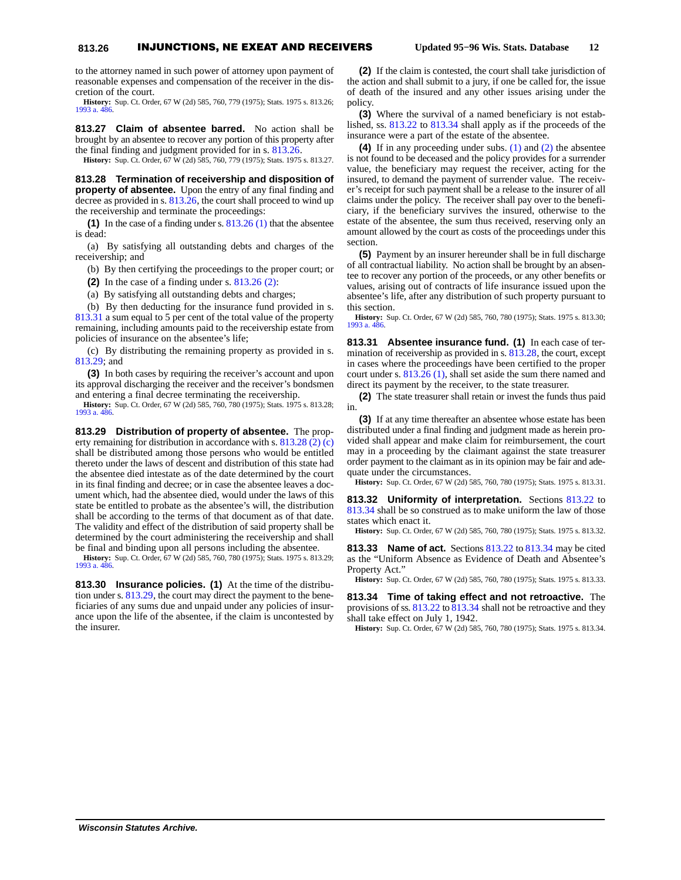to the attorney named in such power of attorney upon payment of reasonable expenses and compensation of the receiver in the discretion of the court.

**History:** Sup. Ct. Order, 67 W (2d) 585, 760, 779 (1975); Stats. 1975 s. 813.26; 1993 a. 486.

**813.27 Claim of absentee barred.** No action shall be brought by an absentee to recover any portion of this property after the final finding and judgment provided for in s. 813.26.

**History:** Sup. Ct. Order, 67 W (2d) 585, 760, 779 (1975); Stats. 1975 s. 813.27.

**813.28 Termination of receivership and disposition of property of absentee.** Upon the entry of any final finding and decree as provided in s. 813.26, the court shall proceed to wind up the receivership and terminate the proceedings:

**(1)** In the case of a finding under s. 813.26 (1) that the absentee is dead:

(a) By satisfying all outstanding debts and charges of the receivership; and

(b) By then certifying the proceedings to the proper court; or

**(2)** In the case of a finding under s. 813.26 (2):

(a) By satisfying all outstanding debts and charges;

(b) By then deducting for the insurance fund provided in s. 813.31 a sum equal to 5 per cent of the total value of the property remaining, including amounts paid to the receivership estate from policies of insurance on the absentee's life;

(c) By distributing the remaining property as provided in s. 813.29; and

**(3)** In both cases by requiring the receiver's account and upon its approval discharging the receiver and the receiver's bondsmen and entering a final decree terminating the receivership.

**History:** Sup. Ct. Order, 67 W (2d) 585, 760, 780 (1975); Stats. 1975 s. 813.28; 1993 a. 486.

**813.29 Distribution of property of absentee.** The property remaining for distribution in accordance with s. 813.28 (2) (c) shall be distributed among those persons who would be entitled thereto under the laws of descent and distribution of this state had the absentee died intestate as of the date determined by the court in its final finding and decree; or in case the absentee leaves a document which, had the absentee died, would under the laws of this state be entitled to probate as the absentee's will, the distribution shall be according to the terms of that document as of that date. The validity and effect of the distribution of said property shall be determined by the court administering the receivership and shall be final and binding upon all persons including the absentee.

**History:** Sup. Ct. Order, 67 W (2d) 585, 760, 780 (1975); Stats. 1975 s. 813.29; 1993 a. 486.

**813.30 Insurance policies. (1)** At the time of the distribution under s. 813.29, the court may direct the payment to the beneficiaries of any sums due and unpaid under any policies of insurance upon the life of the absentee, if the claim is uncontested by the insurer.

**(2)** If the claim is contested, the court shall take jurisdiction of the action and shall submit to a jury, if one be called for, the issue of death of the insured and any other issues arising under the policy.

**(3)** Where the survival of a named beneficiary is not established, ss. 813.22 to 813.34 shall apply as if the proceeds of the insurance were a part of the estate of the absentee.

**(4)** If in any proceeding under subs. (1) and (2) the absentee is not found to be deceased and the policy provides for a surrender value, the beneficiary may request the receiver, acting for the insured, to demand the payment of surrender value. The receiver's receipt for such payment shall be a release to the insurer of all claims under the policy. The receiver shall pay over to the beneficiary, if the beneficiary survives the insured, otherwise to the estate of the absentee, the sum thus received, reserving only an amount allowed by the court as costs of the proceedings under this section.

**(5)** Payment by an insurer hereunder shall be in full discharge of all contractual liability. No action shall be brought by an absentee to recover any portion of the proceeds, or any other benefits or values, arising out of contracts of life insurance issued upon the absentee's life, after any distribution of such property pursuant to this section.

**History:** Sup. Ct. Order, 67 W (2d) 585, 760, 780 (1975); Stats. 1975 s. 813.30; 1993 a. 486.

**813.31 Absentee insurance fund. (1)** In each case of termination of receivership as provided in s. 813.28, the court, except in cases where the proceedings have been certified to the proper court under s. 813.26 (1), shall set aside the sum there named and direct its payment by the receiver, to the state treasurer.

**(2)** The state treasurer shall retain or invest the funds thus paid in.

**(3)** If at any time thereafter an absentee whose estate has been distributed under a final finding and judgment made as herein provided shall appear and make claim for reimbursement, the court may in a proceeding by the claimant against the state treasurer order payment to the claimant as in its opinion may be fair and adequate under the circumstances.

**History:** Sup. Ct. Order, 67 W (2d) 585, 760, 780 (1975); Stats. 1975 s. 813.31.

**813.32 Uniformity of interpretation.** Sections 813.22 to 813.34 shall be so construed as to make uniform the law of those states which enact it.

**History:** Sup. Ct. Order, 67 W (2d) 585, 760, 780 (1975); Stats. 1975 s. 813.32.

**813.33 Name of act.** Sections 813.22 to 813.34 may be cited as the "Uniform Absence as Evidence of Death and Absentee's Property Act."

**History:** Sup. Ct. Order, 67 W (2d) 585, 760, 780 (1975); Stats. 1975 s. 813.33.

**813.34 Time of taking effect and not retroactive.** The provisions of ss. 813.22 to 813.34 shall not be retroactive and they shall take effect on July 1, 1942.

**History:** Sup. Ct. Order, 67 W (2d) 585, 760, 780 (1975); Stats. 1975 s. 813.34.